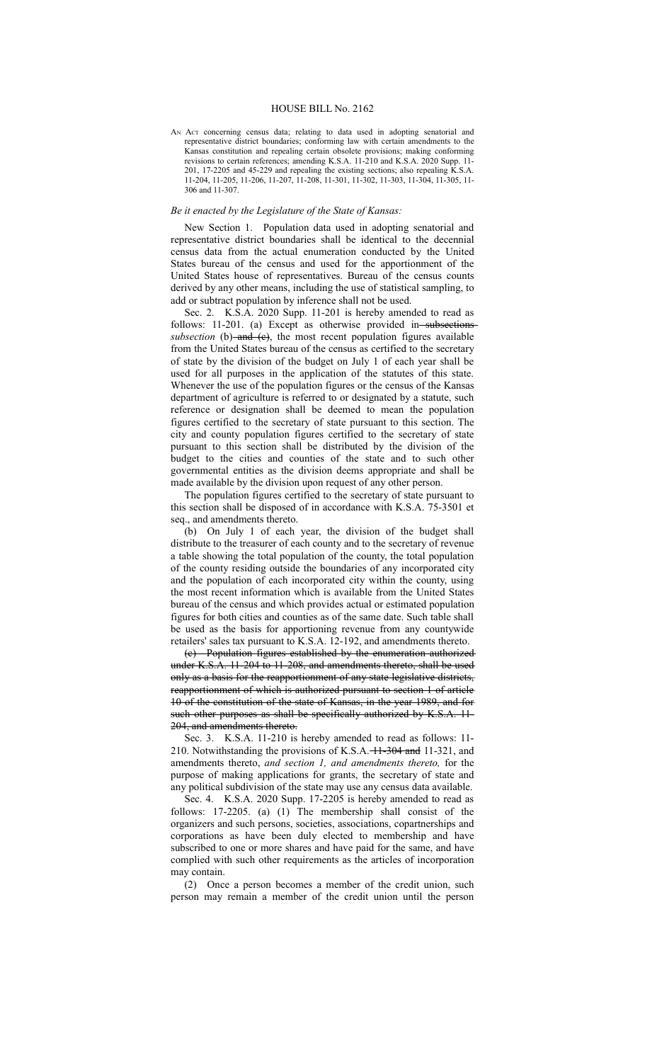# HOUSE BILL No. 2162

AN ACT concerning census data; relating to data used in adopting senatorial and representative district boundaries; conforming law with certain amendments to the Kansas constitution and repealing certain obsolete provisions; making conforming revisions to certain references; amending K.S.A. 11-210 and K.S.A. 2020 Supp. 11-201, 17-2205 and 45-229 and repealing the existing sections; also repealing K.S.A. 11-204, 11-205, 11-206, 11-207, 11-208, 11-301, 11-302, 11-303, 11-304, 11-305, 11-306 and 11-307.

*Be it enacted by the Legislature of the State of Kansas:*

New Section 1. Population data used in adopting senatorial and representative district boundaries shall be identical to the decennial census data from the actual enumeration conducted by the United States bureau of the census and used for the apportionment of the United States house of representatives. Bureau of the census counts derived by any other means, including the use of statistical sampling, to add or subtract population by inference shall not be used.

Sec. 2. K.S.A. 2020 Supp. 11-201 is hereby amended to read as follows: 11-201. (a) Except as otherwise provided in ~~subsections~~ *subsection* (b) ~~and (c)~~, the most recent population figures available from the United States bureau of the census as certified to the secretary of state by the division of the budget on July 1 of each year shall be used for all purposes in the application of the statutes of this state. Whenever the use of the population figures or the census of the Kansas department of agriculture is referred to or designated by a statute, such reference or designation shall be deemed to mean the population figures certified to the secretary of state pursuant to this section. The city and county population figures certified to the secretary of state pursuant to this section shall be distributed by the division of the budget to the cities and counties of the state and to such other governmental entities as the division deems appropriate and shall be made available by the division upon request of any other person.

The population figures certified to the secretary of state pursuant to this section shall be disposed of in accordance with K.S.A. 75-3501 et seq., and amendments thereto.

(b) On July 1 of each year, the division of the budget shall distribute to the treasurer of each county and to the secretary of revenue a table showing the total population of the county, the total population of the county residing outside the boundaries of any incorporated city and the population of each incorporated city within the county, using the most recent information which is available from the United States bureau of the census and which provides actual or estimated population figures for both cities and counties as of the same date. Such table shall be used as the basis for apportioning revenue from any countywide retailers' sales tax pursuant to K.S.A. 12-192, and amendments thereto.

~~(c) Population figures established by the enumeration authorized under K.S.A. 11-204 to 11-208, and amendments thereto, shall be used only as a basis for the reapportionment of any state legislative districts, reapportionment of which is authorized pursuant to section 1 of article 10 of the constitution of the state of Kansas, in the year 1989, and for such other purposes as shall be specifically authorized by K.S.A. 11-204, and amendments thereto.~~

Sec. 3. K.S.A. 11-210 is hereby amended to read as follows: 11-210. Notwithstanding the provisions of K.S.A. ~~11-304 and~~ 11-321, and amendments thereto, *and section 1, and amendments thereto,* for the purpose of making applications for grants, the secretary of state and any political subdivision of the state may use any census data available.

Sec. 4. K.S.A. 2020 Supp. 17-2205 is hereby amended to read as follows: 17-2205. (a) (1) The membership shall consist of the organizers and such persons, societies, associations, copartnerships and corporations as have been duly elected to membership and have subscribed to one or more shares and have paid for the same, and have complied with such other requirements as the articles of incorporation may contain.

(2) Once a person becomes a member of the credit union, such person may remain a member of the credit union until the person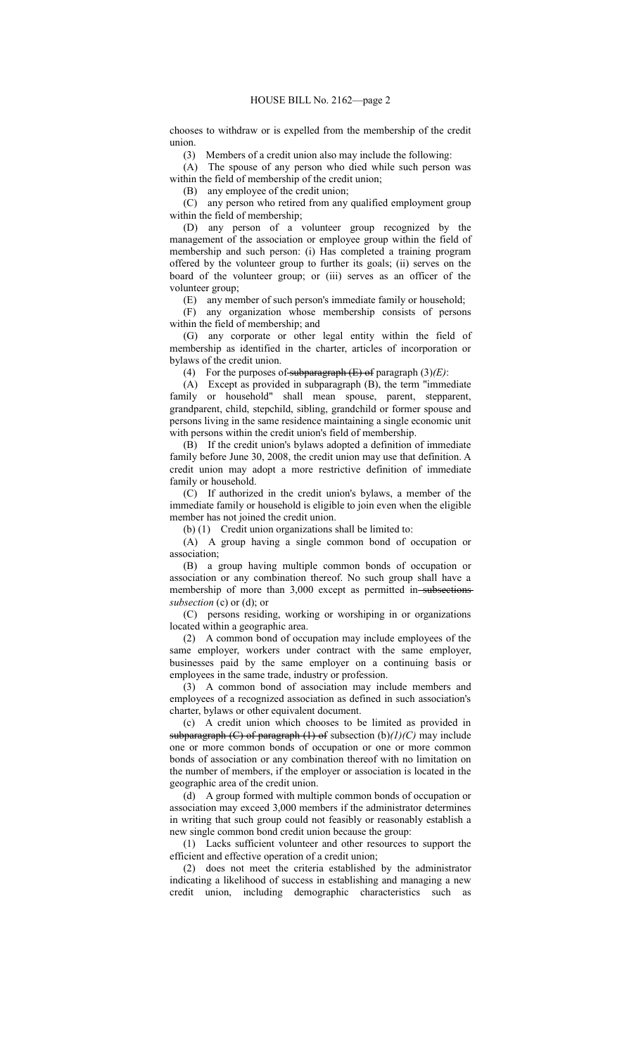chooses to withdraw or is expelled from the membership of the credit union.

(3) Members of a credit union also may include the following:

(A) The spouse of any person who died while such person was within the field of membership of the credit union;

(B) any employee of the credit union;

(C) any person who retired from any qualified employment group within the field of membership;

(D) any person of a volunteer group recognized by the management of the association or employee group within the field of membership and such person: (i) Has completed a training program offered by the volunteer group to further its goals; (ii) serves on the board of the volunteer group; or (iii) serves as an officer of the volunteer group;

(E) any member of such person's immediate family or household;

(F) any organization whose membership consists of persons within the field of membership; and

(G) any corporate or other legal entity within the field of membership as identified in the charter, articles of incorporation or bylaws of the credit union.

(4) For the purposes of ~~subparagraph (E) of~~ paragraph (3)*(E)*:

(A) Except as provided in subparagraph (B), the term "immediate family or household" shall mean spouse, parent, stepparent, grandparent, child, stepchild, sibling, grandchild or former spouse and persons living in the same residence maintaining a single economic unit with persons within the credit union's field of membership.

(B) If the credit union's bylaws adopted a definition of immediate family before June 30, 2008, the credit union may use that definition. A credit union may adopt a more restrictive definition of immediate family or household.

(C) If authorized in the credit union's bylaws, a member of the immediate family or household is eligible to join even when the eligible member has not joined the credit union.

(b) (1) Credit union organizations shall be limited to:

(A) A group having a single common bond of occupation or association;

(B) a group having multiple common bonds of occupation or association or any combination thereof. No such group shall have a membership of more than 3,000 except as permitted in ~~subsections~~ *subsection* (c) or (d); or

(C) persons residing, working or worshiping in or organizations located within a geographic area.

(2) A common bond of occupation may include employees of the same employer, workers under contract with the same employer, businesses paid by the same employer on a continuing basis or employees in the same trade, industry or profession.

(3) A common bond of association may include members and employees of a recognized association as defined in such association's charter, bylaws or other equivalent document.

(c) A credit union which chooses to be limited as provided in ~~subparagraph (C) of paragraph (1) of~~ subsection (b)*(1)(C)* may include one or more common bonds of occupation or one or more common bonds of association or any combination thereof with no limitation on the number of members, if the employer or association is located in the geographic area of the credit union.

(d) A group formed with multiple common bonds of occupation or association may exceed 3,000 members if the administrator determines in writing that such group could not feasibly or reasonably establish a new single common bond credit union because the group:

(1) Lacks sufficient volunteer and other resources to support the efficient and effective operation of a credit union;

(2) does not meet the criteria established by the administrator indicating a likelihood of success in establishing and managing a new credit union, including demographic characteristics such as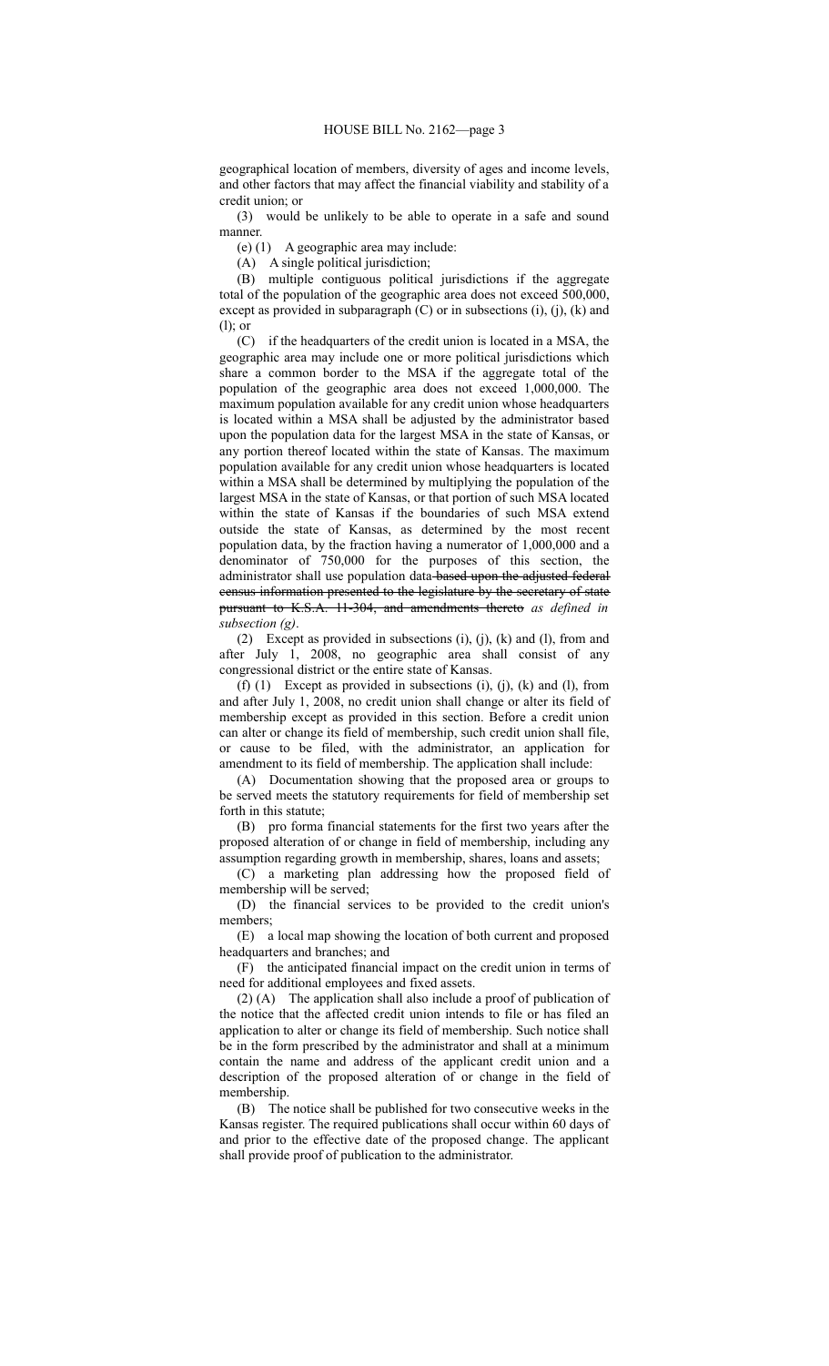geographical location of members, diversity of ages and income levels, and other factors that may affect the financial viability and stability of a credit union; or

(3) would be unlikely to be able to operate in a safe and sound manner.

(e) (1) A geographic area may include:

(A) A single political jurisdiction;

(B) multiple contiguous political jurisdictions if the aggregate total of the population of the geographic area does not exceed 500,000, except as provided in subparagraph (C) or in subsections (i), (j), (k) and (l); or

(C) if the headquarters of the credit union is located in a MSA, the geographic area may include one or more political jurisdictions which share a common border to the MSA if the aggregate total of the population of the geographic area does not exceed 1,000,000. The maximum population available for any credit union whose headquarters is located within a MSA shall be adjusted by the administrator based upon the population data for the largest MSA in the state of Kansas, or any portion thereof located within the state of Kansas. The maximum population available for any credit union whose headquarters is located within a MSA shall be determined by multiplying the population of the largest MSA in the state of Kansas, or that portion of such MSA located within the state of Kansas if the boundaries of such MSA extend outside the state of Kansas, as determined by the most recent population data, by the fraction having a numerator of 1,000,000 and a denominator of 750,000 for the purposes of this section, the administrator shall use population data ~~based upon the adjusted federal census information presented to the legislature by the secretary of state pursuant to K.S.A. 11-304, and amendments thereto~~ *as defined in subsection (g)*.

(2) Except as provided in subsections (i), (j), (k) and (l), from and after July 1, 2008, no geographic area shall consist of any congressional district or the entire state of Kansas.

(f) (1) Except as provided in subsections (i), (j), (k) and (l), from and after July 1, 2008, no credit union shall change or alter its field of membership except as provided in this section. Before a credit union can alter or change its field of membership, such credit union shall file, or cause to be filed, with the administrator, an application for amendment to its field of membership. The application shall include:

(A) Documentation showing that the proposed area or groups to be served meets the statutory requirements for field of membership set forth in this statute;

(B) pro forma financial statements for the first two years after the proposed alteration of or change in field of membership, including any assumption regarding growth in membership, shares, loans and assets;

(C) a marketing plan addressing how the proposed field of membership will be served;

(D) the financial services to be provided to the credit union's members;

(E) a local map showing the location of both current and proposed headquarters and branches; and

(F) the anticipated financial impact on the credit union in terms of need for additional employees and fixed assets.

(2) (A) The application shall also include a proof of publication of the notice that the affected credit union intends to file or has filed an application to alter or change its field of membership. Such notice shall be in the form prescribed by the administrator and shall at a minimum contain the name and address of the applicant credit union and a description of the proposed alteration of or change in the field of membership.

(B) The notice shall be published for two consecutive weeks in the Kansas register. The required publications shall occur within 60 days of and prior to the effective date of the proposed change. The applicant shall provide proof of publication to the administrator.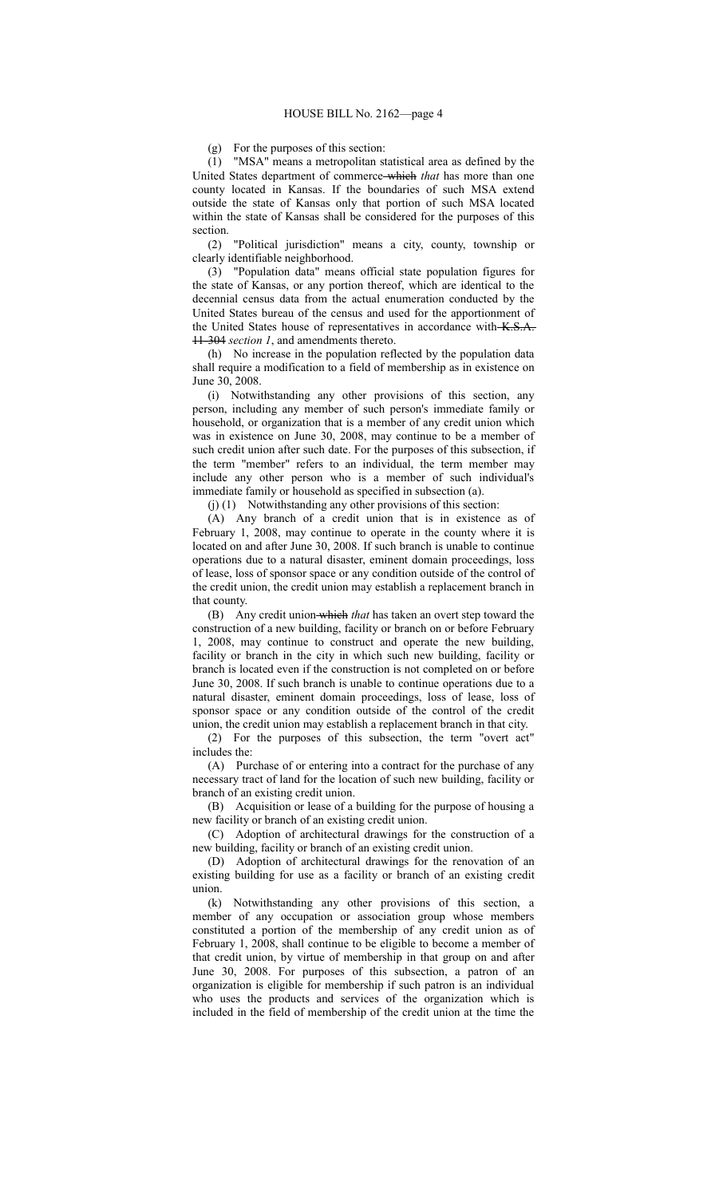(g) For the purposes of this section:

(1) "MSA" means a metropolitan statistical area as defined by the United States department of commerce ~~which~~ *that* has more than one county located in Kansas. If the boundaries of such MSA extend outside the state of Kansas only that portion of such MSA located within the state of Kansas shall be considered for the purposes of this section.

(2) "Political jurisdiction" means a city, county, township or clearly identifiable neighborhood.

(3) "Population data" means official state population figures for the state of Kansas, or any portion thereof, which are identical to the decennial census data from the actual enumeration conducted by the United States bureau of the census and used for the apportionment of the United States house of representatives in accordance with ~~K.S.A. 11-304~~ *section 1*, and amendments thereto.

(h) No increase in the population reflected by the population data shall require a modification to a field of membership as in existence on June 30, 2008.

(i) Notwithstanding any other provisions of this section, any person, including any member of such person's immediate family or household, or organization that is a member of any credit union which was in existence on June 30, 2008, may continue to be a member of such credit union after such date. For the purposes of this subsection, if the term "member" refers to an individual, the term member may include any other person who is a member of such individual's immediate family or household as specified in subsection (a).

(j) (1) Notwithstanding any other provisions of this section:

(A) Any branch of a credit union that is in existence as of February 1, 2008, may continue to operate in the county where it is located on and after June 30, 2008. If such branch is unable to continue operations due to a natural disaster, eminent domain proceedings, loss of lease, loss of sponsor space or any condition outside of the control of the credit union, the credit union may establish a replacement branch in that county.

(B) Any credit union ~~which~~ *that* has taken an overt step toward the construction of a new building, facility or branch on or before February 1, 2008, may continue to construct and operate the new building, facility or branch in the city in which such new building, facility or branch is located even if the construction is not completed on or before June 30, 2008. If such branch is unable to continue operations due to a natural disaster, eminent domain proceedings, loss of lease, loss of sponsor space or any condition outside of the control of the credit union, the credit union may establish a replacement branch in that city.

(2) For the purposes of this subsection, the term "overt act" includes the:

(A) Purchase of or entering into a contract for the purchase of any necessary tract of land for the location of such new building, facility or branch of an existing credit union.

(B) Acquisition or lease of a building for the purpose of housing a new facility or branch of an existing credit union.

(C) Adoption of architectural drawings for the construction of a new building, facility or branch of an existing credit union.

(D) Adoption of architectural drawings for the renovation of an existing building for use as a facility or branch of an existing credit union.

(k) Notwithstanding any other provisions of this section, a member of any occupation or association group whose members constituted a portion of the membership of any credit union as of February 1, 2008, shall continue to be eligible to become a member of that credit union, by virtue of membership in that group on and after June 30, 2008. For purposes of this subsection, a patron of an organization is eligible for membership if such patron is an individual who uses the products and services of the organization which is included in the field of membership of the credit union at the time the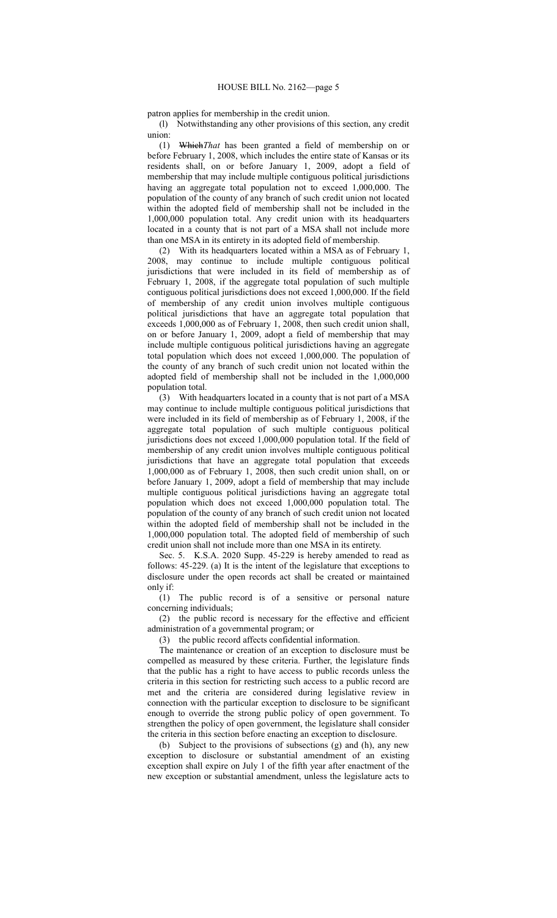patron applies for membership in the credit union.

(l) Notwithstanding any other provisions of this section, any credit union:

(1) ~~Which~~*That* has been granted a field of membership on or before February 1, 2008, which includes the entire state of Kansas or its residents shall, on or before January 1, 2009, adopt a field of membership that may include multiple contiguous political jurisdictions having an aggregate total population not to exceed 1,000,000. The population of the county of any branch of such credit union not located within the adopted field of membership shall not be included in the 1,000,000 population total. Any credit union with its headquarters located in a county that is not part of a MSA shall not include more than one MSA in its entirety in its adopted field of membership.

(2) With its headquarters located within a MSA as of February 1, 2008, may continue to include multiple contiguous political jurisdictions that were included in its field of membership as of February 1, 2008, if the aggregate total population of such multiple contiguous political jurisdictions does not exceed 1,000,000. If the field of membership of any credit union involves multiple contiguous political jurisdictions that have an aggregate total population that exceeds 1,000,000 as of February 1, 2008, then such credit union shall, on or before January 1, 2009, adopt a field of membership that may include multiple contiguous political jurisdictions having an aggregate total population which does not exceed 1,000,000. The population of the county of any branch of such credit union not located within the adopted field of membership shall not be included in the 1,000,000 population total.

(3) With headquarters located in a county that is not part of a MSA may continue to include multiple contiguous political jurisdictions that were included in its field of membership as of February 1, 2008, if the aggregate total population of such multiple contiguous political jurisdictions does not exceed 1,000,000 population total. If the field of membership of any credit union involves multiple contiguous political jurisdictions that have an aggregate total population that exceeds 1,000,000 as of February 1, 2008, then such credit union shall, on or before January 1, 2009, adopt a field of membership that may include multiple contiguous political jurisdictions having an aggregate total population which does not exceed 1,000,000 population total. The population of the county of any branch of such credit union not located within the adopted field of membership shall not be included in the 1,000,000 population total. The adopted field of membership of such credit union shall not include more than one MSA in its entirety.

Sec. 5. K.S.A. 2020 Supp. 45-229 is hereby amended to read as follows: 45-229. (a) It is the intent of the legislature that exceptions to disclosure under the open records act shall be created or maintained only if:

(1) The public record is of a sensitive or personal nature concerning individuals;

(2) the public record is necessary for the effective and efficient administration of a governmental program; or

(3) the public record affects confidential information.

The maintenance or creation of an exception to disclosure must be compelled as measured by these criteria. Further, the legislature finds that the public has a right to have access to public records unless the criteria in this section for restricting such access to a public record are met and the criteria are considered during legislative review in connection with the particular exception to disclosure to be significant enough to override the strong public policy of open government. To strengthen the policy of open government, the legislature shall consider the criteria in this section before enacting an exception to disclosure.

(b) Subject to the provisions of subsections (g) and (h), any new exception to disclosure or substantial amendment of an existing exception shall expire on July 1 of the fifth year after enactment of the new exception or substantial amendment, unless the legislature acts to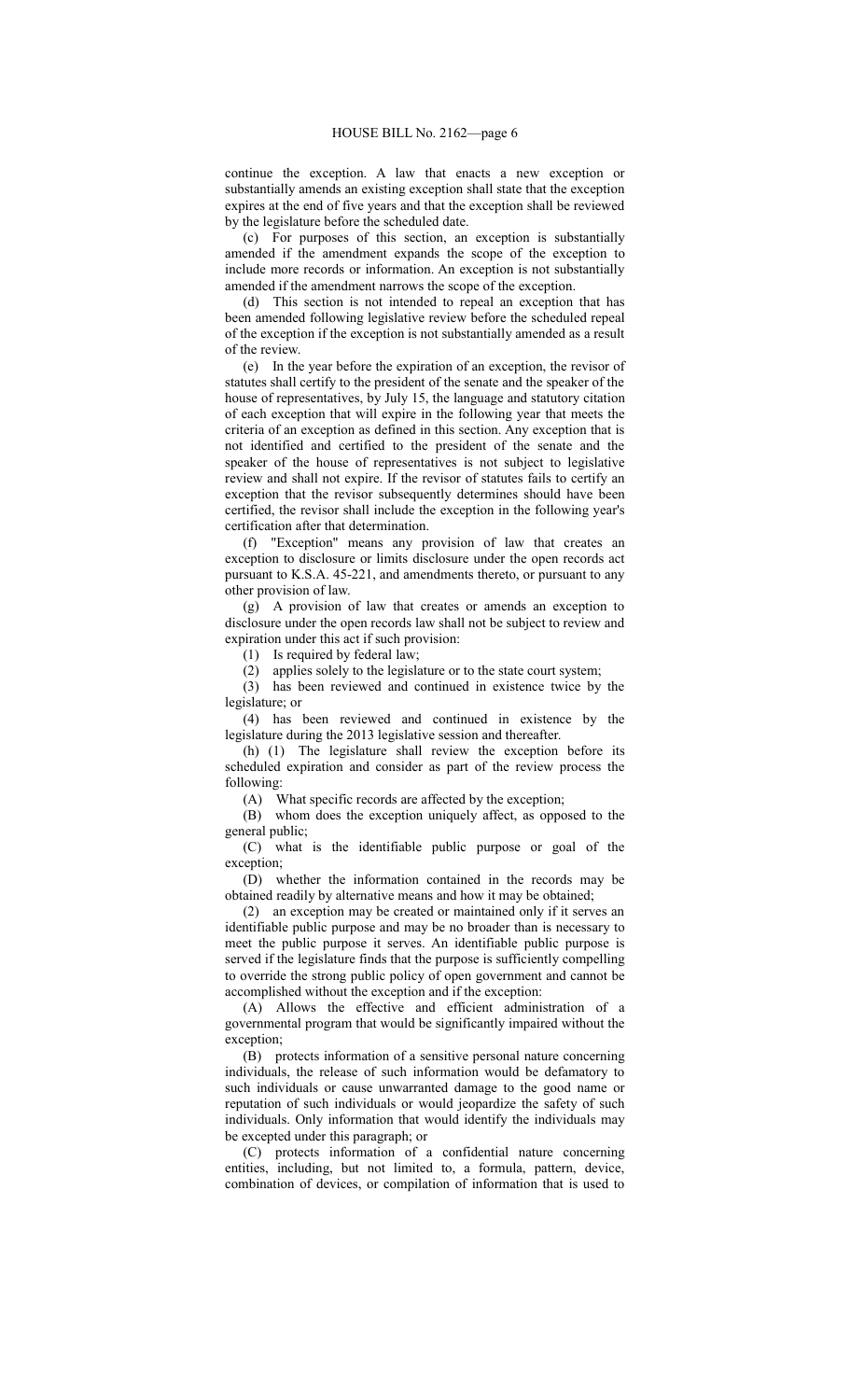continue the exception. A law that enacts a new exception or substantially amends an existing exception shall state that the exception expires at the end of five years and that the exception shall be reviewed by the legislature before the scheduled date.

(c) For purposes of this section, an exception is substantially amended if the amendment expands the scope of the exception to include more records or information. An exception is not substantially amended if the amendment narrows the scope of the exception.

(d) This section is not intended to repeal an exception that has been amended following legislative review before the scheduled repeal of the exception if the exception is not substantially amended as a result of the review.

(e) In the year before the expiration of an exception, the revisor of statutes shall certify to the president of the senate and the speaker of the house of representatives, by July 15, the language and statutory citation of each exception that will expire in the following year that meets the criteria of an exception as defined in this section. Any exception that is not identified and certified to the president of the senate and the speaker of the house of representatives is not subject to legislative review and shall not expire. If the revisor of statutes fails to certify an exception that the revisor subsequently determines should have been certified, the revisor shall include the exception in the following year's certification after that determination.

(f) "Exception" means any provision of law that creates an exception to disclosure or limits disclosure under the open records act pursuant to K.S.A. 45-221, and amendments thereto, or pursuant to any other provision of law.

(g) A provision of law that creates or amends an exception to disclosure under the open records law shall not be subject to review and expiration under this act if such provision:

(1) Is required by federal law;

(2) applies solely to the legislature or to the state court system;

(3) has been reviewed and continued in existence twice by the legislature; or

(4) has been reviewed and continued in existence by the legislature during the 2013 legislative session and thereafter.

(h) (1) The legislature shall review the exception before its scheduled expiration and consider as part of the review process the following:

(A) What specific records are affected by the exception;

(B) whom does the exception uniquely affect, as opposed to the general public;

(C) what is the identifiable public purpose or goal of the exception;

(D) whether the information contained in the records may be obtained readily by alternative means and how it may be obtained;

(2) an exception may be created or maintained only if it serves an identifiable public purpose and may be no broader than is necessary to meet the public purpose it serves. An identifiable public purpose is served if the legislature finds that the purpose is sufficiently compelling to override the strong public policy of open government and cannot be accomplished without the exception and if the exception:

(A) Allows the effective and efficient administration of a governmental program that would be significantly impaired without the exception;

(B) protects information of a sensitive personal nature concerning individuals, the release of such information would be defamatory to such individuals or cause unwarranted damage to the good name or reputation of such individuals or would jeopardize the safety of such individuals. Only information that would identify the individuals may be excepted under this paragraph; or

(C) protects information of a confidential nature concerning entities, including, but not limited to, a formula, pattern, device, combination of devices, or compilation of information that is used to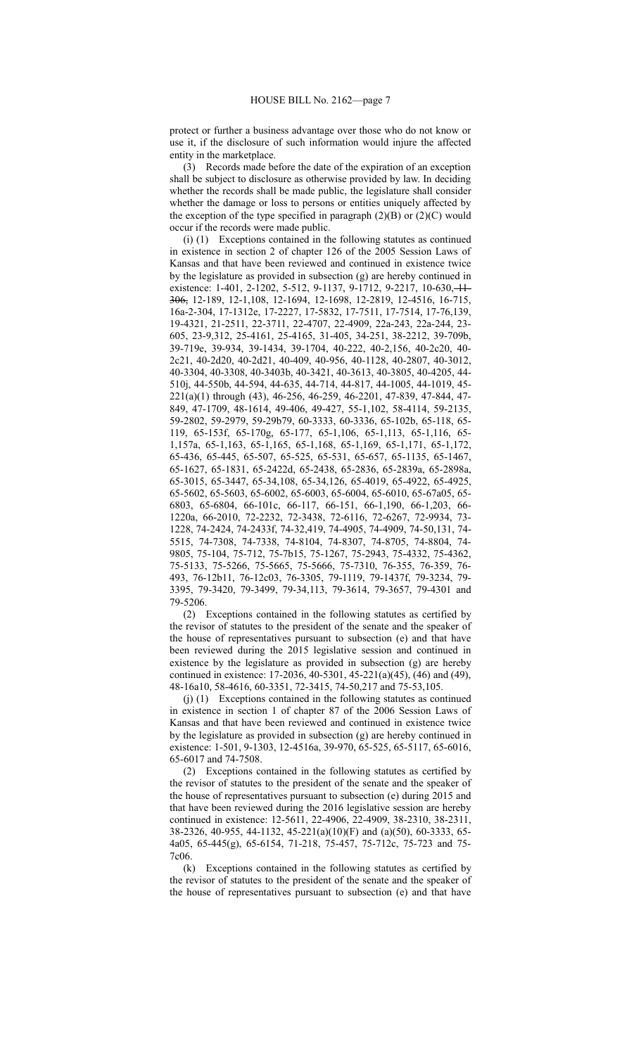protect or further a business advantage over those who do not know or use it, if the disclosure of such information would injure the affected entity in the marketplace.

(3) Records made before the date of the expiration of an exception shall be subject to disclosure as otherwise provided by law. In deciding whether the records shall be made public, the legislature shall consider whether the damage or loss to persons or entities uniquely affected by the exception of the type specified in paragraph (2)(B) or (2)(C) would occur if the records were made public.

(i) (1) Exceptions contained in the following statutes as continued in existence in section 2 of chapter 126 of the 2005 Session Laws of Kansas and that have been reviewed and continued in existence twice by the legislature as provided in subsection (g) are hereby continued in existence: 1-401, 2-1202, 5-512, 9-1137, 9-1712, 9-2217, 10-630, ~~11-306,~~ 12-189, 12-1,108, 12-1694, 12-1698, 12-2819, 12-4516, 16-715, 16a-2-304, 17-1312e, 17-2227, 17-5832, 17-7511, 17-7514, 17-76,139, 19-4321, 21-2511, 22-3711, 22-4707, 22-4909, 22a-243, 22a-244, 23-605, 23-9,312, 25-4161, 25-4165, 31-405, 34-251, 38-2212, 39-709b, 39-719e, 39-934, 39-1434, 39-1704, 40-222, 40-2,156, 40-2c20, 40-2c21, 40-2d20, 40-2d21, 40-409, 40-956, 40-1128, 40-2807, 40-3012, 40-3304, 40-3308, 40-3403b, 40-3421, 40-3613, 40-3805, 40-4205, 44-510j, 44-550b, 44-594, 44-635, 44-714, 44-817, 44-1005, 44-1019, 45-221(a)(1) through (43), 46-256, 46-259, 46-2201, 47-839, 47-844, 47-849, 47-1709, 48-1614, 49-406, 49-427, 55-1,102, 58-4114, 59-2135, 59-2802, 59-2979, 59-29b79, 60-3333, 60-3336, 65-102b, 65-118, 65-119, 65-153f, 65-170g, 65-177, 65-1,106, 65-1,113, 65-1,116, 65-1,157a, 65-1,163, 65-1,165, 65-1,168, 65-1,169, 65-1,171, 65-1,172, 65-436, 65-445, 65-507, 65-525, 65-531, 65-657, 65-1135, 65-1467, 65-1627, 65-1831, 65-2422d, 65-2438, 65-2836, 65-2839a, 65-2898a, 65-3015, 65-3447, 65-34,108, 65-34,126, 65-4019, 65-4922, 65-4925, 65-5602, 65-5603, 65-6002, 65-6003, 65-6004, 65-6010, 65-67a05, 65-6803, 65-6804, 66-101c, 66-117, 66-151, 66-1,190, 66-1,203, 66-1220a, 66-2010, 72-2232, 72-3438, 72-6116, 72-6267, 72-9934, 73-1228, 74-2424, 74-2433f, 74-32,419, 74-4905, 74-4909, 74-50,131, 74-5515, 74-7308, 74-7338, 74-8104, 74-8307, 74-8705, 74-8804, 74-9805, 75-104, 75-712, 75-7b15, 75-1267, 75-2943, 75-4332, 75-4362, 75-5133, 75-5266, 75-5665, 75-5666, 75-7310, 76-355, 76-359, 76-493, 76-12b11, 76-12c03, 76-3305, 79-1119, 79-1437f, 79-3234, 79-3395, 79-3420, 79-3499, 79-34,113, 79-3614, 79-3657, 79-4301 and 79-5206.

(2) Exceptions contained in the following statutes as certified by the revisor of statutes to the president of the senate and the speaker of the house of representatives pursuant to subsection (e) and that have been reviewed during the 2015 legislative session and continued in existence by the legislature as provided in subsection (g) are hereby continued in existence: 17-2036, 40-5301, 45-221(a)(45), (46) and (49), 48-16a10, 58-4616, 60-3351, 72-3415, 74-50,217 and 75-53,105.

(j) (1) Exceptions contained in the following statutes as continued in existence in section 1 of chapter 87 of the 2006 Session Laws of Kansas and that have been reviewed and continued in existence twice by the legislature as provided in subsection (g) are hereby continued in existence: 1-501, 9-1303, 12-4516a, 39-970, 65-525, 65-5117, 65-6016, 65-6017 and 74-7508.

(2) Exceptions contained in the following statutes as certified by the revisor of statutes to the president of the senate and the speaker of the house of representatives pursuant to subsection (e) during 2015 and that have been reviewed during the 2016 legislative session are hereby continued in existence: 12-5611, 22-4906, 22-4909, 38-2310, 38-2311, 38-2326, 40-955, 44-1132, 45-221(a)(10)(F) and (a)(50), 60-3333, 65-4a05, 65-445(g), 65-6154, 71-218, 75-457, 75-712c, 75-723 and 75-7c06.

(k) Exceptions contained in the following statutes as certified by the revisor of statutes to the president of the senate and the speaker of the house of representatives pursuant to subsection (e) and that have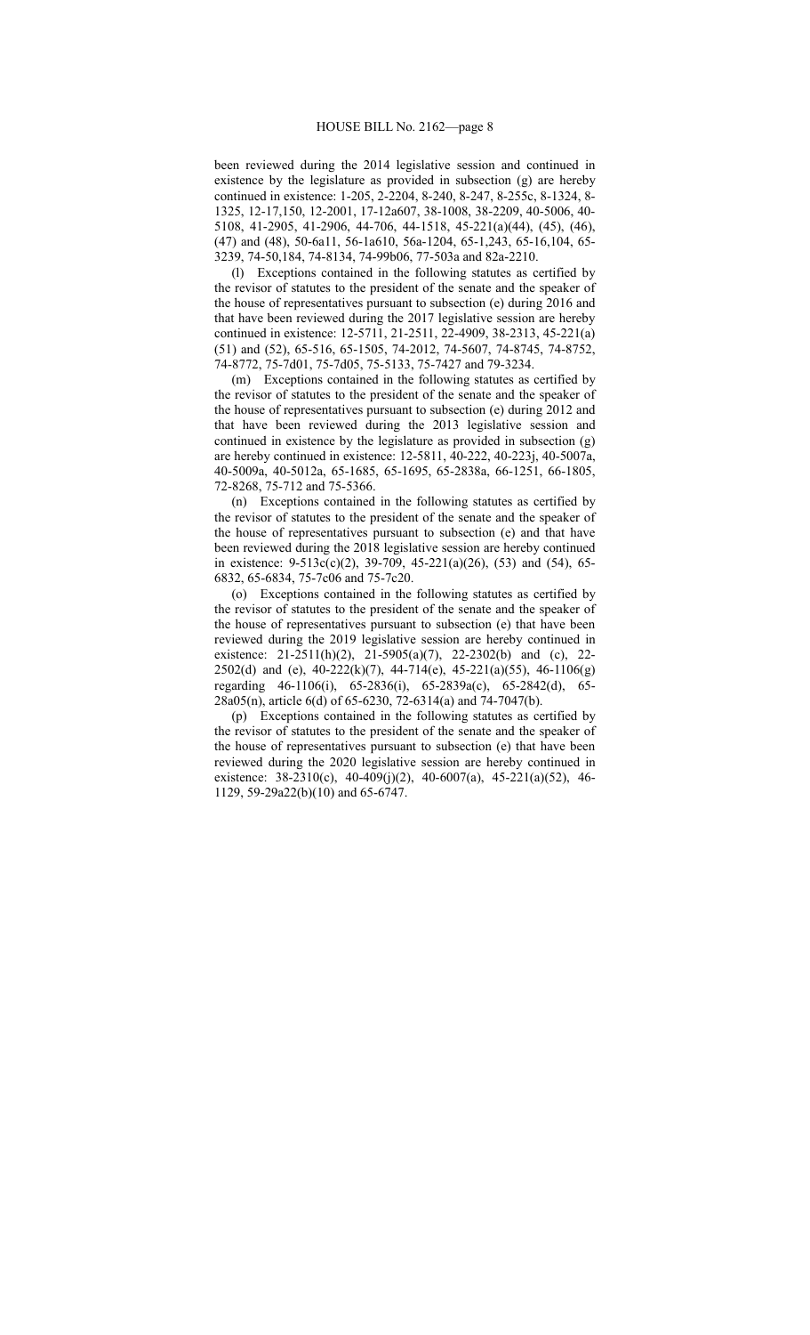been reviewed during the 2014 legislative session and continued in existence by the legislature as provided in subsection (g) are hereby continued in existence: 1-205, 2-2204, 8-240, 8-247, 8-255c, 8-1324, 8-1325, 12-17,150, 12-2001, 17-12a607, 38-1008, 38-2209, 40-5006, 40-5108, 41-2905, 41-2906, 44-706, 44-1518, 45-221(a)(44), (45), (46), (47) and (48), 50-6a11, 56-1a610, 56a-1204, 65-1,243, 65-16,104, 65-3239, 74-50,184, 74-8134, 74-99b06, 77-503a and 82a-2210.

(l) Exceptions contained in the following statutes as certified by the revisor of statutes to the president of the senate and the speaker of the house of representatives pursuant to subsection (e) during 2016 and that have been reviewed during the 2017 legislative session are hereby continued in existence: 12-5711, 21-2511, 22-4909, 38-2313, 45-221(a) (51) and (52), 65-516, 65-1505, 74-2012, 74-5607, 74-8745, 74-8752, 74-8772, 75-7d01, 75-7d05, 75-5133, 75-7427 and 79-3234.

(m) Exceptions contained in the following statutes as certified by the revisor of statutes to the president of the senate and the speaker of the house of representatives pursuant to subsection (e) during 2012 and that have been reviewed during the 2013 legislative session and continued in existence by the legislature as provided in subsection (g) are hereby continued in existence: 12-5811, 40-222, 40-223j, 40-5007a, 40-5009a, 40-5012a, 65-1685, 65-1695, 65-2838a, 66-1251, 66-1805, 72-8268, 75-712 and 75-5366.

(n) Exceptions contained in the following statutes as certified by the revisor of statutes to the president of the senate and the speaker of the house of representatives pursuant to subsection (e) and that have been reviewed during the 2018 legislative session are hereby continued in existence: 9-513c(c)(2), 39-709, 45-221(a)(26), (53) and (54), 65-6832, 65-6834, 75-7c06 and 75-7c20.

(o) Exceptions contained in the following statutes as certified by the revisor of statutes to the president of the senate and the speaker of the house of representatives pursuant to subsection (e) that have been reviewed during the 2019 legislative session are hereby continued in existence: 21-2511(h)(2), 21-5905(a)(7), 22-2302(b) and (c), 22-2502(d) and (e), 40-222(k)(7), 44-714(e), 45-221(a)(55), 46-1106(g) regarding 46-1106(i), 65-2836(i), 65-2839a(c), 65-2842(d), 65-28a05(n), article 6(d) of 65-6230, 72-6314(a) and 74-7047(b).

(p) Exceptions contained in the following statutes as certified by the revisor of statutes to the president of the senate and the speaker of the house of representatives pursuant to subsection (e) that have been reviewed during the 2020 legislative session are hereby continued in existence: 38-2310(c), 40-409(j)(2), 40-6007(a), 45-221(a)(52), 46-1129, 59-29a22(b)(10) and 65-6747.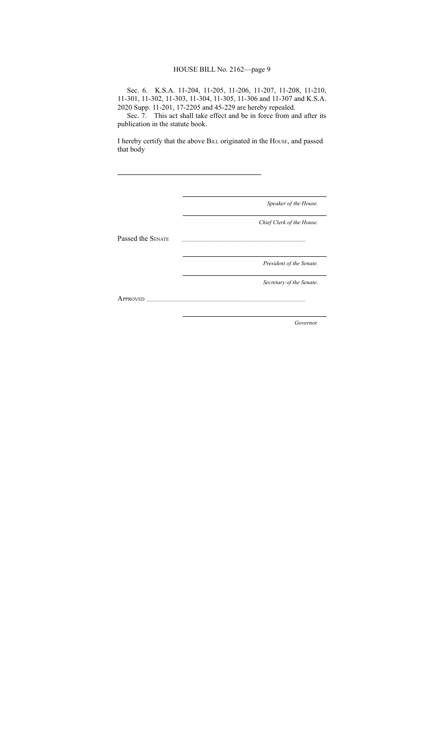Sec. 6. K.S.A. 11-204, 11-205, 11-206, 11-207, 11-208, 11-210, 11-301, 11-302, 11-303, 11-304, 11-305, 11-306 and 11-307 and K.S.A. 2020 Supp. 11-201, 17-2205 and 45-229 are hereby repealed.

Sec. 7. This act shall take effect and be in force from and after its publication in the statute book.

I hereby certify that the above BILL originated in the HOUSE, and passed that body

\_\_\_\_\_\_\_\_\_\_\_\_\_\_\_\_\_\_\_\_\_\_\_\_\_\_\_\_\_\_\_\_\_\_\_\_\_\_\_\_

\_\_\_\_\_\_\_\_\_\_\_\_\_\_\_\_\_\_\_\_\_\_\_\_\_\_\_\_\_\_\_\_\_\_\_\_\_\_\_\_
*Speaker of the House.*

\_\_\_\_\_\_\_\_\_\_\_\_\_\_\_\_\_\_\_\_\_\_\_\_\_\_\_\_\_\_\_\_\_\_\_\_\_\_\_\_
*Chief Clerk of the House.*

Passed the SENATE \_\_\_\_\_\_\_\_\_\_\_\_\_\_\_\_\_\_\_\_\_\_\_\_\_\_\_\_\_\_\_\_\_\_\_\_\_\_\_\_

\_\_\_\_\_\_\_\_\_\_\_\_\_\_\_\_\_\_\_\_\_\_\_\_\_\_\_\_\_\_\_\_\_\_\_\_\_\_\_\_
*President of the Senate.*

\_\_\_\_\_\_\_\_\_\_\_\_\_\_\_\_\_\_\_\_\_\_\_\_\_\_\_\_\_\_\_\_\_\_\_\_\_\_\_\_
*Secretary of the Senate.*

APPROVED \_\_\_\_\_\_\_\_\_\_\_\_\_\_\_\_\_\_\_\_\_\_\_\_\_\_\_\_\_\_\_\_\_\_\_\_\_\_\_\_

\_\_\_\_\_\_\_\_\_\_\_\_\_\_\_\_\_\_\_\_\_\_\_\_\_\_\_\_\_\_\_\_\_\_\_\_\_\_\_\_
*Governor.*